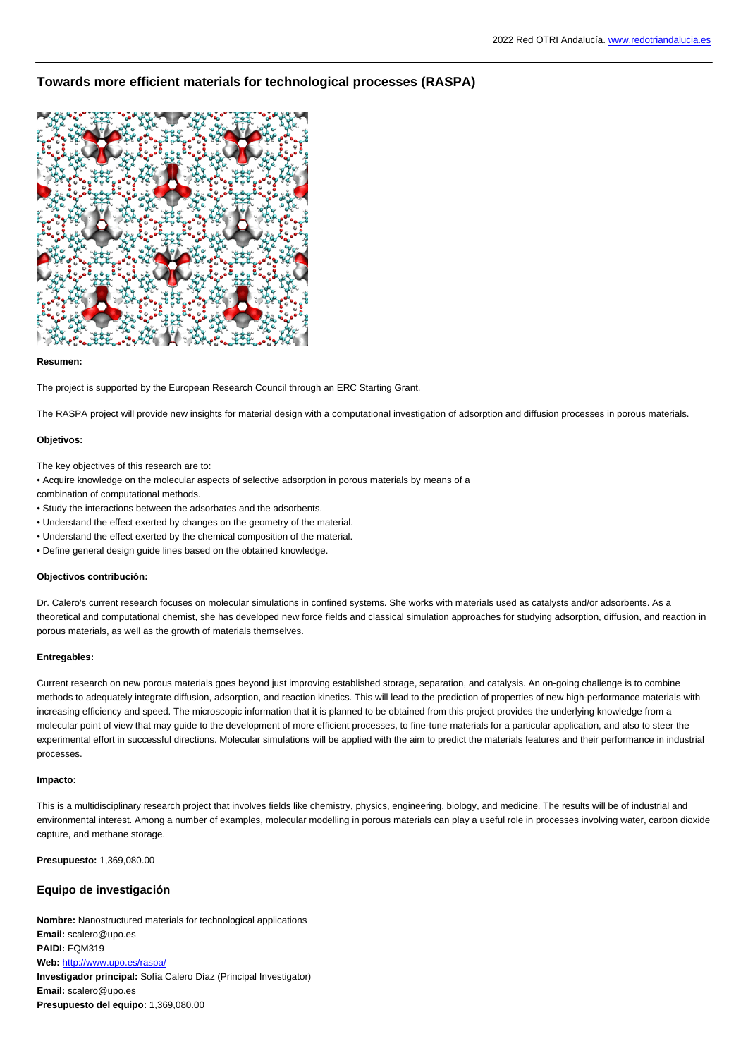# Towards more efficient materials for technological processes (RASPA)

**Resumen:**

The project is supported by the European Research Council through an ERC Starting Grant.

The RASPA project will provide new insights for material design with a computational investigation of adsorption and diffusion processes in porous materials.

**Objetivos:**

The key objectives of this research are to:

- Acquire knowledge on the molecular aspects of selective adsorption in porous materials by means of a combination of computational methods.
- Study the interactions between the adsorbates and the adsorbents.
- Understand the effect exerted by changes on the geometry of the material.
- Understand the effect exerted by the chemical composition of the material.
- Define general design guide lines based on the obtained knowledge.

**Objectivos contribución:**

Dr. Calero's current research focuses on molecular simulations in confined systems. She works with materials used as catalysts and/or adsorbents. As a theoretical and computational chemist, she has developed new force fields and classical simulation approaches for studying adsorption, diffusion, and reaction in porous materials, as well as the growth of materials themselves.

**Entregables:**

Current research on new porous materials goes beyond just improving established storage, separation, and catalysis. An on-going challenge is to combine methods to adequately integrate diffusion, adsorption, and reaction kinetics. This will lead to the prediction of properties of new high-performance materials with increasing efficiency and speed. The microscopic information that it is planned to be obtained from this project provides the underlying knowledge from a molecular point of view that may guide to the development of more efficient processes, to fine-tune materials for a particular application, and also to steer the experimental effort in successful directions. Molecular simulations will be applied with the aim to predict the materials features and their performance in industrial processes.

**Impacto:**

This is a multidisciplinary research project that involves fields like chemistry, physics, engineering, biology, and medicine. The results will be of industrial and environmental interest. Among a number of examples, molecular modelling in porous materials can play a useful role in processes involving water, carbon dioxide capture, and methane storage.

**Presupuesto:** 1,369,080.00

## Equipo de investigación

**Nombre:** Nanostructured materials for technological applications
**Email:** scalero@upo.es
**PAIDI:** FQM319
**Web:** http://www.upo.es/raspa/
**Investigador principal:** Sofía Calero Díaz (Principal Investigator)
**Email:** scalero@upo.es
**Presupuesto del equipo:** 1,369,080.00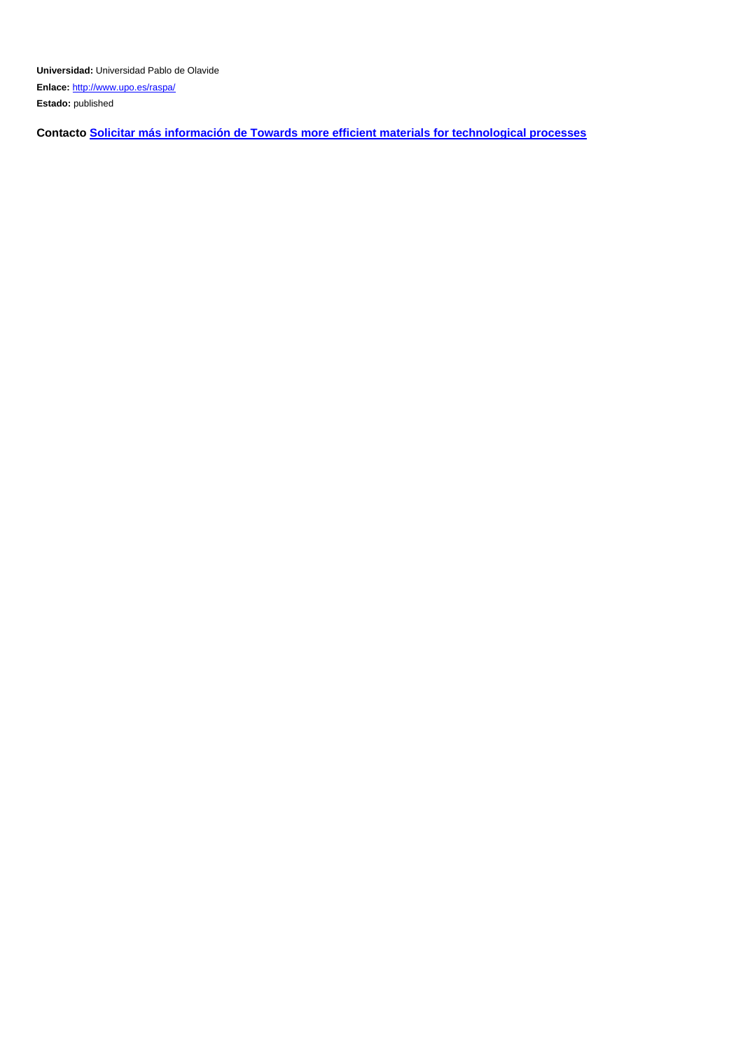**Universidad:** Universidad Pablo de Olavide

**Enlace:** [http://www.upo.es/raspa/](http://www.upo.es/raspa/)

**Estado:** published

**Contacto** **[Solicitar más información de Towards more efficient materials for technological processes]()**